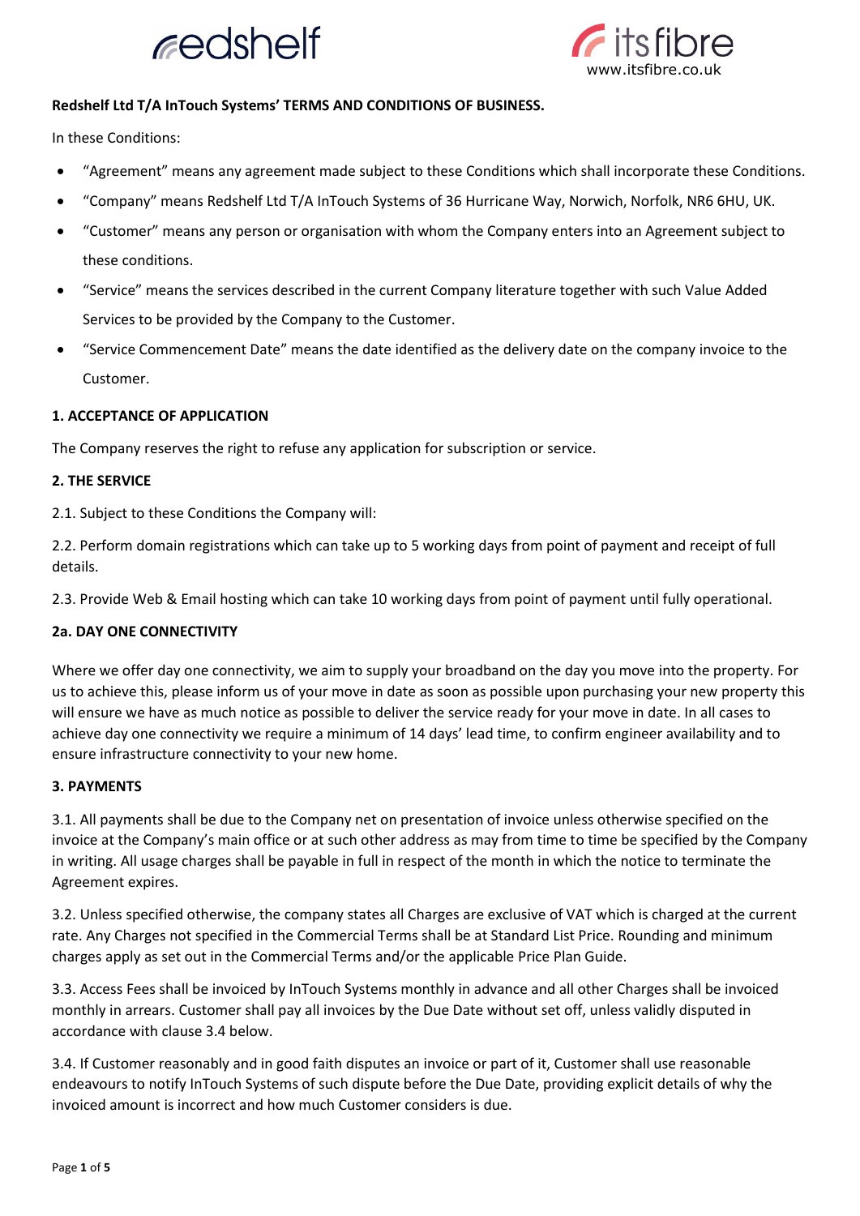**Redshelf Ltd T/A InTouch Systems' TERMS AND CONDITIONS OF BUSINESS.**

In these Conditions:

- "Agreement" means any agreement made subject to these Conditions which shall incorporate these Conditions.
- "Company" means Redshelf Ltd T/A InTouch Systems of 36 Hurricane Way, Norwich, Norfolk, NR6 6HU, UK.
- "Customer" means any person or organisation with whom the Company enters into an Agreement subject to these conditions.
- "Service" means the services described in the current Company literature together with such Value Added Services to be provided by the Company to the Customer.
- "Service Commencement Date" means the date identified as the delivery date on the company invoice to the Customer.

**1. ACCEPTANCE OF APPLICATION**

The Company reserves the right to refuse any application for subscription or service.

**2. THE SERVICE**

2.1. Subject to these Conditions the Company will:

2.2. Perform domain registrations which can take up to 5 working days from point of payment and receipt of full details.

2.3. Provide Web & Email hosting which can take 10 working days from point of payment until fully operational.

**2a. DAY ONE CONNECTIVITY**

Where we offer day one connectivity, we aim to supply your broadband on the day you move into the property. For us to achieve this, please inform us of your move in date as soon as possible upon purchasing your new property this will ensure we have as much notice as possible to deliver the service ready for your move in date. In all cases to achieve day one connectivity we require a minimum of 14 days' lead time, to confirm engineer availability and to ensure infrastructure connectivity to your new home.

**3. PAYMENTS**

3.1. All payments shall be due to the Company net on presentation of invoice unless otherwise specified on the invoice at the Company's main office or at such other address as may from time to time be specified by the Company in writing. All usage charges shall be payable in full in respect of the month in which the notice to terminate the Agreement expires.

3.2. Unless specified otherwise, the company states all Charges are exclusive of VAT which is charged at the current rate. Any Charges not specified in the Commercial Terms shall be at Standard List Price. Rounding and minimum charges apply as set out in the Commercial Terms and/or the applicable Price Plan Guide.

3.3. Access Fees shall be invoiced by InTouch Systems monthly in advance and all other Charges shall be invoiced monthly in arrears. Customer shall pay all invoices by the Due Date without set off, unless validly disputed in accordance with clause 3.4 below.

3.4. If Customer reasonably and in good faith disputes an invoice or part of it, Customer shall use reasonable endeavours to notify InTouch Systems of such dispute before the Due Date, providing explicit details of why the invoiced amount is incorrect and how much Customer considers is due.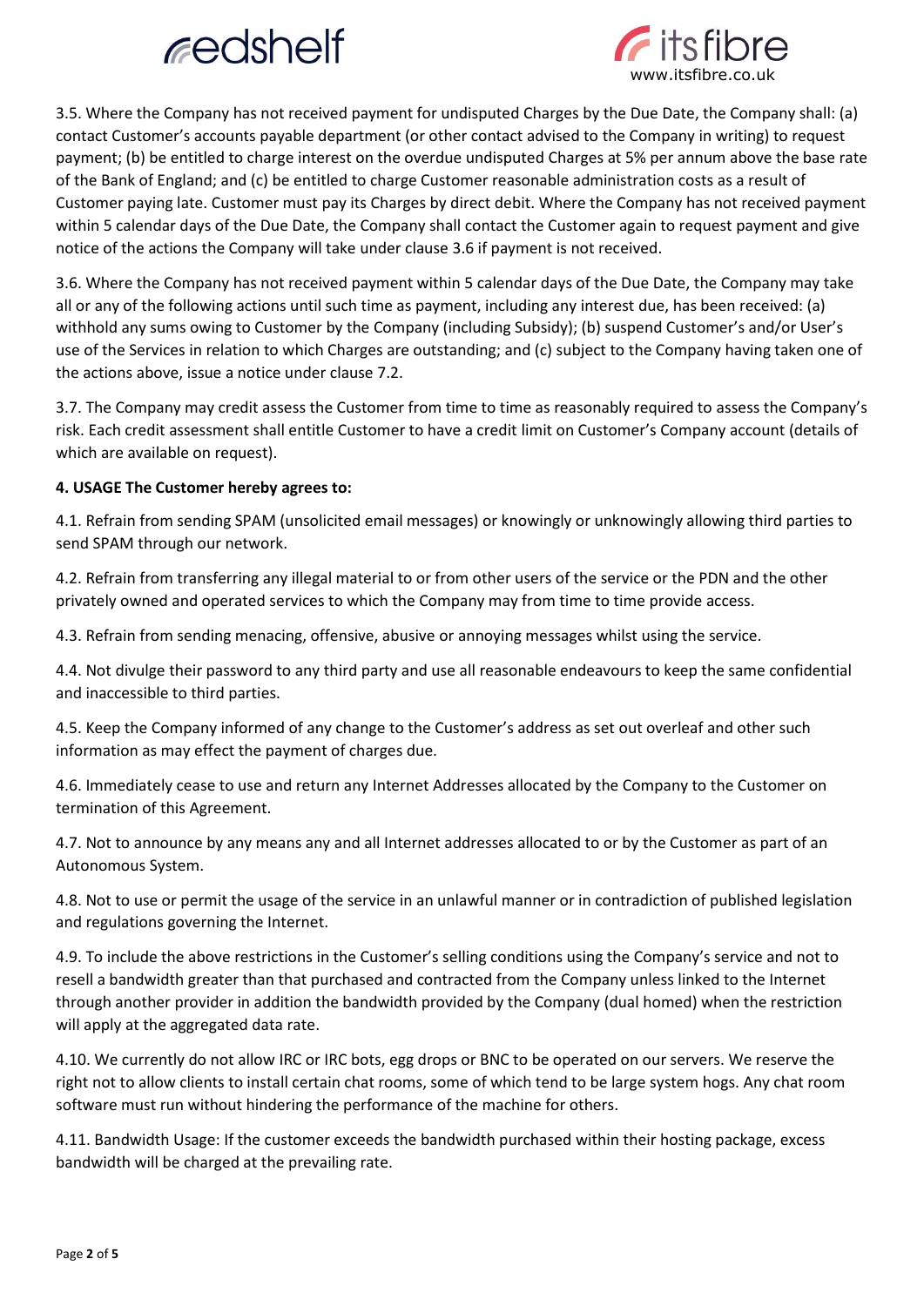3.5. Where the Company has not received payment for undisputed Charges by the Due Date, the Company shall: (a) contact Customer's accounts payable department (or other contact advised to the Company in writing) to request payment; (b) be entitled to charge interest on the overdue undisputed Charges at 5% per annum above the base rate of the Bank of England; and (c) be entitled to charge Customer reasonable administration costs as a result of Customer paying late. Customer must pay its Charges by direct debit. Where the Company has not received payment within 5 calendar days of the Due Date, the Company shall contact the Customer again to request payment and give notice of the actions the Company will take under clause 3.6 if payment is not received.

3.6. Where the Company has not received payment within 5 calendar days of the Due Date, the Company may take all or any of the following actions until such time as payment, including any interest due, has been received: (a) withhold any sums owing to Customer by the Company (including Subsidy); (b) suspend Customer's and/or User's use of the Services in relation to which Charges are outstanding; and (c) subject to the Company having taken one of the actions above, issue a notice under clause 7.2.

3.7. The Company may credit assess the Customer from time to time as reasonably required to assess the Company's risk. Each credit assessment shall entitle Customer to have a credit limit on Customer's Company account (details of which are available on request).

**4. USAGE The Customer hereby agrees to:**

4.1. Refrain from sending SPAM (unsolicited email messages) or knowingly or unknowingly allowing third parties to send SPAM through our network.

4.2. Refrain from transferring any illegal material to or from other users of the service or the PDN and the other privately owned and operated services to which the Company may from time to time provide access.

4.3. Refrain from sending menacing, offensive, abusive or annoying messages whilst using the service.

4.4. Not divulge their password to any third party and use all reasonable endeavours to keep the same confidential and inaccessible to third parties.

4.5. Keep the Company informed of any change to the Customer's address as set out overleaf and other such information as may effect the payment of charges due.

4.6. Immediately cease to use and return any Internet Addresses allocated by the Company to the Customer on termination of this Agreement.

4.7. Not to announce by any means any and all Internet addresses allocated to or by the Customer as part of an Autonomous System.

4.8. Not to use or permit the usage of the service in an unlawful manner or in contradiction of published legislation and regulations governing the Internet.

4.9. To include the above restrictions in the Customer's selling conditions using the Company's service and not to resell a bandwidth greater than that purchased and contracted from the Company unless linked to the Internet through another provider in addition the bandwidth provided by the Company (dual homed) when the restriction will apply at the aggregated data rate.

4.10. We currently do not allow IRC or IRC bots, egg drops or BNC to be operated on our servers. We reserve the right not to allow clients to install certain chat rooms, some of which tend to be large system hogs. Any chat room software must run without hindering the performance of the machine for others.

4.11. Bandwidth Usage: If the customer exceeds the bandwidth purchased within their hosting package, excess bandwidth will be charged at the prevailing rate.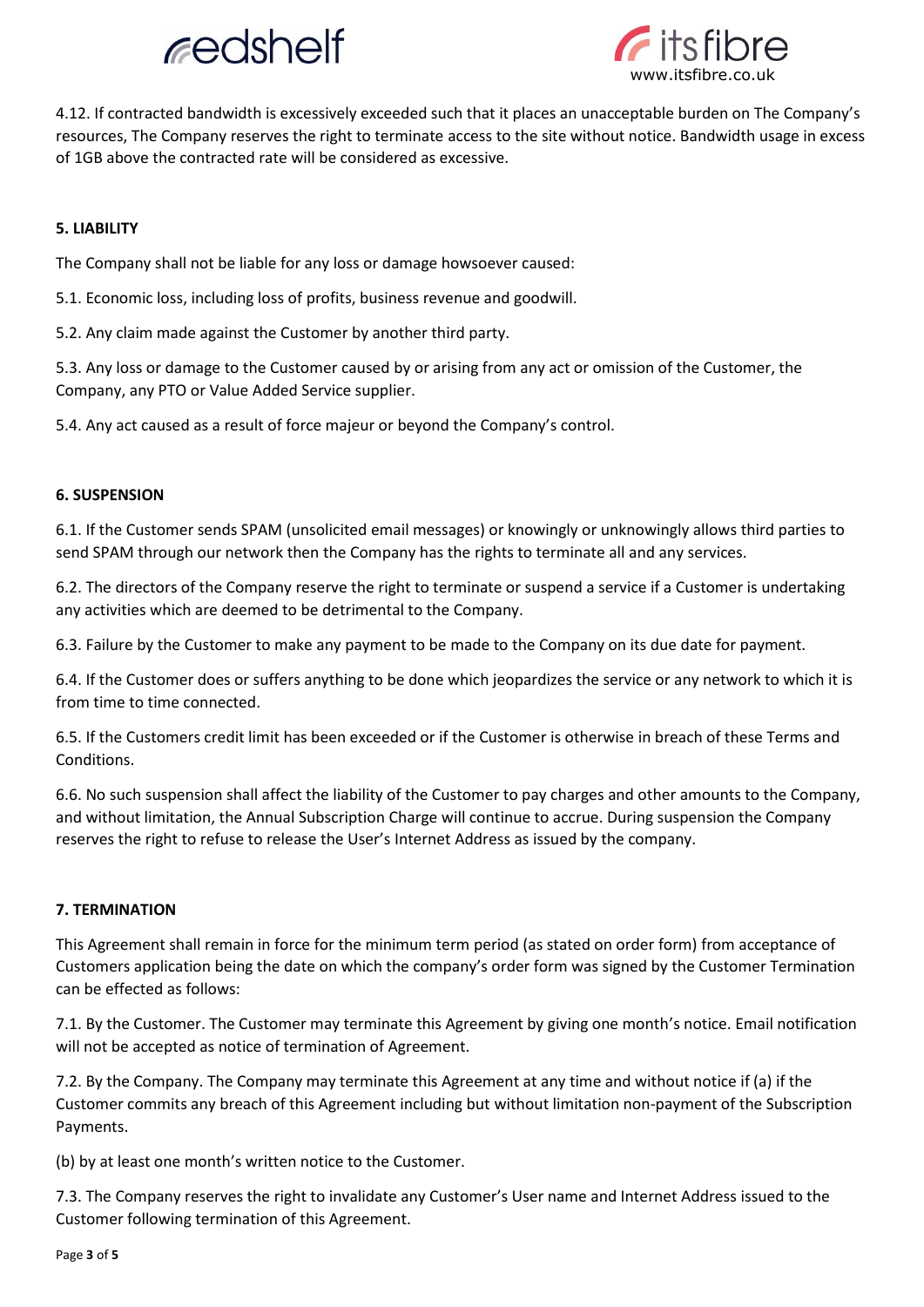4.12. If contracted bandwidth is excessively exceeded such that it places an unacceptable burden on The Company's resources, The Company reserves the right to terminate access to the site without notice. Bandwidth usage in excess of 1GB above the contracted rate will be considered as excessive.

**5. LIABILITY**

The Company shall not be liable for any loss or damage howsoever caused:

5.1. Economic loss, including loss of profits, business revenue and goodwill.

5.2. Any claim made against the Customer by another third party.

5.3. Any loss or damage to the Customer caused by or arising from any act or omission of the Customer, the Company, any PTO or Value Added Service supplier.

5.4. Any act caused as a result of force majeur or beyond the Company's control.

**6. SUSPENSION**

6.1. If the Customer sends SPAM (unsolicited email messages) or knowingly or unknowingly allows third parties to send SPAM through our network then the Company has the rights to terminate all and any services.

6.2. The directors of the Company reserve the right to terminate or suspend a service if a Customer is undertaking any activities which are deemed to be detrimental to the Company.

6.3. Failure by the Customer to make any payment to be made to the Company on its due date for payment.

6.4. If the Customer does or suffers anything to be done which jeopardizes the service or any network to which it is from time to time connected.

6.5. If the Customers credit limit has been exceeded or if the Customer is otherwise in breach of these Terms and Conditions.

6.6. No such suspension shall affect the liability of the Customer to pay charges and other amounts to the Company, and without limitation, the Annual Subscription Charge will continue to accrue. During suspension the Company reserves the right to refuse to release the User's Internet Address as issued by the company.

**7. TERMINATION**

This Agreement shall remain in force for the minimum term period (as stated on order form) from acceptance of Customers application being the date on which the company's order form was signed by the Customer Termination can be effected as follows:

7.1. By the Customer. The Customer may terminate this Agreement by giving one month's notice. Email notification will not be accepted as notice of termination of Agreement.

7.2. By the Company. The Company may terminate this Agreement at any time and without notice if (a) if the Customer commits any breach of this Agreement including but without limitation non-payment of the Subscription Payments.

(b) by at least one month's written notice to the Customer.

7.3. The Company reserves the right to invalidate any Customer's User name and Internet Address issued to the Customer following termination of this Agreement.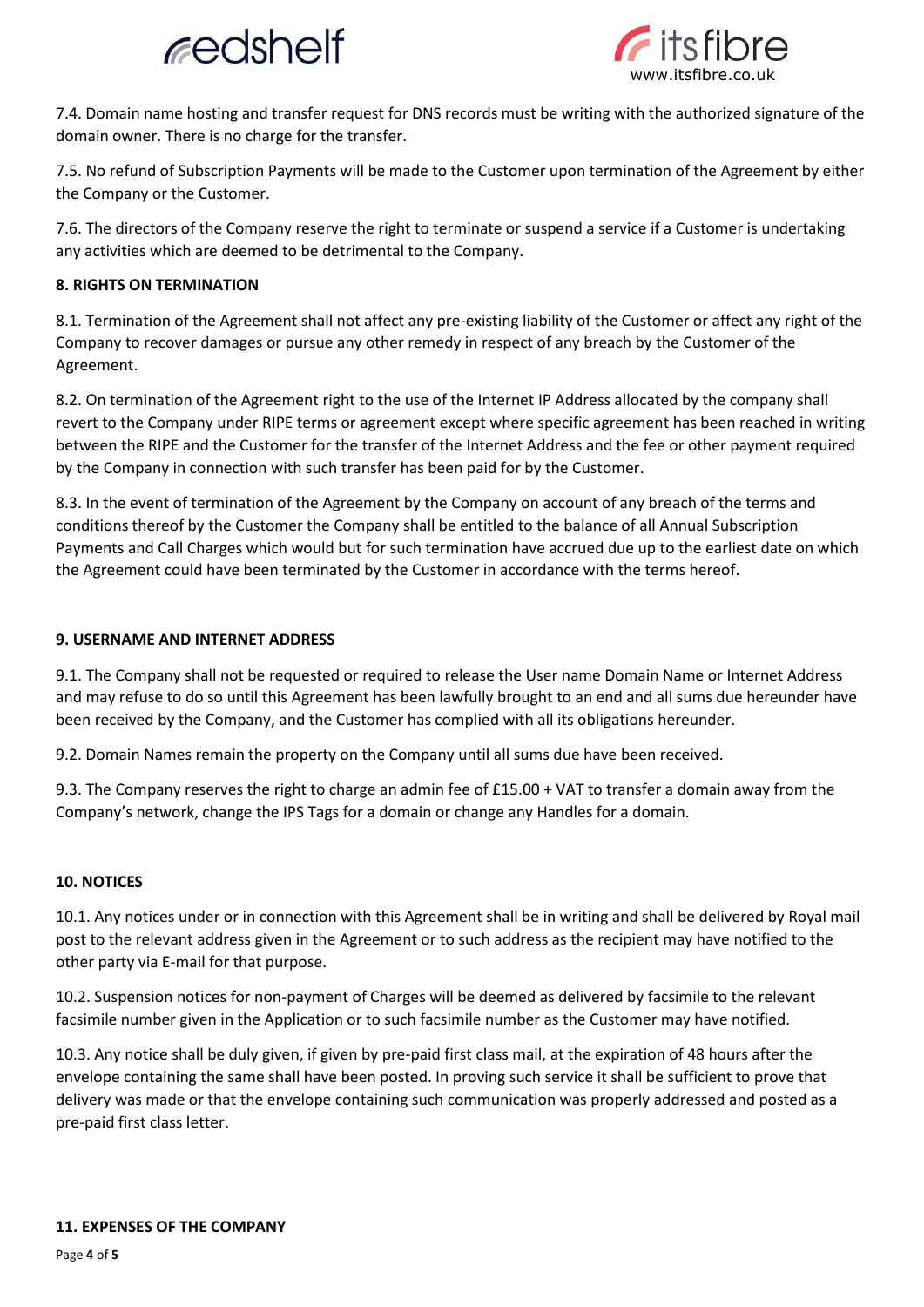7.4. Domain name hosting and transfer request for DNS records must be writing with the authorized signature of the domain owner. There is no charge for the transfer.

7.5. No refund of Subscription Payments will be made to the Customer upon termination of the Agreement by either the Company or the Customer.

7.6. The directors of the Company reserve the right to terminate or suspend a service if a Customer is undertaking any activities which are deemed to be detrimental to the Company.

**8. RIGHTS ON TERMINATION**

8.1. Termination of the Agreement shall not affect any pre-existing liability of the Customer or affect any right of the Company to recover damages or pursue any other remedy in respect of any breach by the Customer of the Agreement.

8.2. On termination of the Agreement right to the use of the Internet IP Address allocated by the company shall revert to the Company under RIPE terms or agreement except where specific agreement has been reached in writing between the RIPE and the Customer for the transfer of the Internet Address and the fee or other payment required by the Company in connection with such transfer has been paid for by the Customer.

8.3. In the event of termination of the Agreement by the Company on account of any breach of the terms and conditions thereof by the Customer the Company shall be entitled to the balance of all Annual Subscription Payments and Call Charges which would but for such termination have accrued due up to the earliest date on which the Agreement could have been terminated by the Customer in accordance with the terms hereof.

**9. USERNAME AND INTERNET ADDRESS**

9.1. The Company shall not be requested or required to release the User name Domain Name or Internet Address and may refuse to do so until this Agreement has been lawfully brought to an end and all sums due hereunder have been received by the Company, and the Customer has complied with all its obligations hereunder.

9.2. Domain Names remain the property on the Company until all sums due have been received.

9.3. The Company reserves the right to charge an admin fee of £15.00 + VAT to transfer a domain away from the Company's network, change the IPS Tags for a domain or change any Handles for a domain.

**10. NOTICES**

10.1. Any notices under or in connection with this Agreement shall be in writing and shall be delivered by Royal mail post to the relevant address given in the Agreement or to such address as the recipient may have notified to the other party via E-mail for that purpose.

10.2. Suspension notices for non-payment of Charges will be deemed as delivered by facsimile to the relevant facsimile number given in the Application or to such facsimile number as the Customer may have notified.

10.3. Any notice shall be duly given, if given by pre-paid first class mail, at the expiration of 48 hours after the envelope containing the same shall have been posted. In proving such service it shall be sufficient to prove that delivery was made or that the envelope containing such communication was properly addressed and posted as a pre-paid first class letter.

**11. EXPENSES OF THE COMPANY**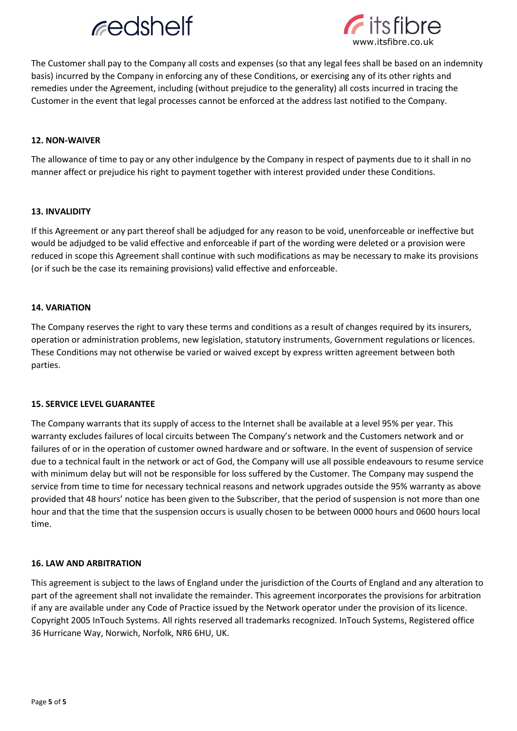The Customer shall pay to the Company all costs and expenses (so that any legal fees shall be based on an indemnity basis) incurred by the Company in enforcing any of these Conditions, or exercising any of its other rights and remedies under the Agreement, including (without prejudice to the generality) all costs incurred in tracing the Customer in the event that legal processes cannot be enforced at the address last notified to the Company.

**12. NON-WAIVER**

The allowance of time to pay or any other indulgence by the Company in respect of payments due to it shall in no manner affect or prejudice his right to payment together with interest provided under these Conditions.

**13. INVALIDITY**

If this Agreement or any part thereof shall be adjudged for any reason to be void, unenforceable or ineffective but would be adjudged to be valid effective and enforceable if part of the wording were deleted or a provision were reduced in scope this Agreement shall continue with such modifications as may be necessary to make its provisions (or if such be the case its remaining provisions) valid effective and enforceable.

**14. VARIATION**

The Company reserves the right to vary these terms and conditions as a result of changes required by its insurers, operation or administration problems, new legislation, statutory instruments, Government regulations or licences. These Conditions may not otherwise be varied or waived except by express written agreement between both parties.

**15. SERVICE LEVEL GUARANTEE**

The Company warrants that its supply of access to the Internet shall be available at a level 95% per year. This warranty excludes failures of local circuits between The Company's network and the Customers network and or failures of or in the operation of customer owned hardware and or software. In the event of suspension of service due to a technical fault in the network or act of God, the Company will use all possible endeavours to resume service with minimum delay but will not be responsible for loss suffered by the Customer. The Company may suspend the service from time to time for necessary technical reasons and network upgrades outside the 95% warranty as above provided that 48 hours' notice has been given to the Subscriber, that the period of suspension is not more than one hour and that the time that the suspension occurs is usually chosen to be between 0000 hours and 0600 hours local time.

**16. LAW AND ARBITRATION**

This agreement is subject to the laws of England under the jurisdiction of the Courts of England and any alteration to part of the agreement shall not invalidate the remainder. This agreement incorporates the provisions for arbitration if any are available under any Code of Practice issued by the Network operator under the provision of its licence. Copyright 2005 InTouch Systems. All rights reserved all trademarks recognized. InTouch Systems, Registered office 36 Hurricane Way, Norwich, Norfolk, NR6 6HU, UK.